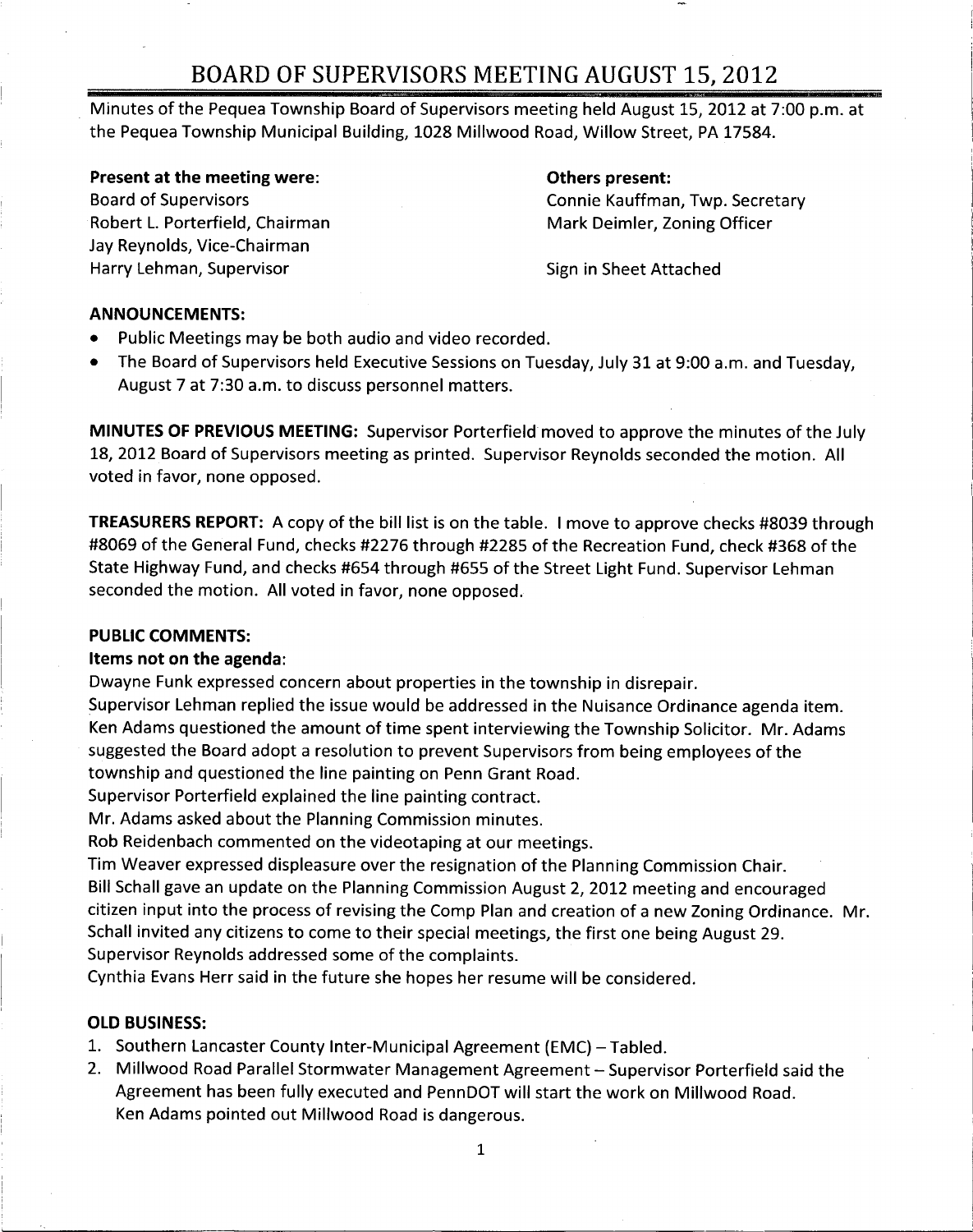# BOARD OF SUPERVISORS MEETING AUGUST 15, 2012

Minutes of the Pequea Township Board of Supervisors meeting held August 15, 2012 at 7:00 p.m. at the Pequea Township Municipal Building, 1028 Millwood Road, Willow Street, PA 17584.

**Present at the meeting were:**
Board of Supervisors
Robert L. Porterfield, Chairman
Jay Reynolds, Vice-Chairman
Harry Lehman, Supervisor

**Others present:**
Connie Kauffman, Twp. Secretary
Mark Deimler, Zoning Officer

Sign in Sheet Attached

**ANNOUNCEMENTS:**

- Public Meetings may be both audio and video recorded.
- The Board of Supervisors held Executive Sessions on Tuesday, July 31 at 9:00 a.m. and Tuesday, August 7 at 7:30 a.m. to discuss personnel matters.

**MINUTES OF PREVIOUS MEETING:** Supervisor Porterfield moved to approve the minutes of the July 18, 2012 Board of Supervisors meeting as printed. Supervisor Reynolds seconded the motion. All voted in favor, none opposed.

**TREASURERS REPORT:** A copy of the bill list is on the table. I move to approve checks #8039 through #8069 of the General Fund, checks #2276 through #2285 of the Recreation Fund, check #368 of the State Highway Fund, and checks #654 through #655 of the Street Light Fund. Supervisor Lehman seconded the motion. All voted in favor, none opposed.

**PUBLIC COMMENTS:**

**Items not on the agenda:**

Dwayne Funk expressed concern about properties in the township in disrepair.
Supervisor Lehman replied the issue would be addressed in the Nuisance Ordinance agenda item.
Ken Adams questioned the amount of time spent interviewing the Township Solicitor. Mr. Adams suggested the Board adopt a resolution to prevent Supervisors from being employees of the township and questioned the line painting on Penn Grant Road.
Supervisor Porterfield explained the line painting contract.
Mr. Adams asked about the Planning Commission minutes.
Rob Reidenbach commented on the videotaping at our meetings.
Tim Weaver expressed displeasure over the resignation of the Planning Commission Chair.
Bill Schall gave an update on the Planning Commission August 2, 2012 meeting and encouraged citizen input into the process of revising the Comp Plan and creation of a new Zoning Ordinance. Mr. Schall invited any citizens to come to their special meetings, the first one being August 29.
Supervisor Reynolds addressed some of the complaints.
Cynthia Evans Herr said in the future she hopes her resume will be considered.

**OLD BUSINESS:**

1. Southern Lancaster County Inter-Municipal Agreement (EMC) – Tabled.
2. Millwood Road Parallel Stormwater Management Agreement – Supervisor Porterfield said the Agreement has been fully executed and PennDOT will start the work on Millwood Road.
   Ken Adams pointed out Millwood Road is dangerous.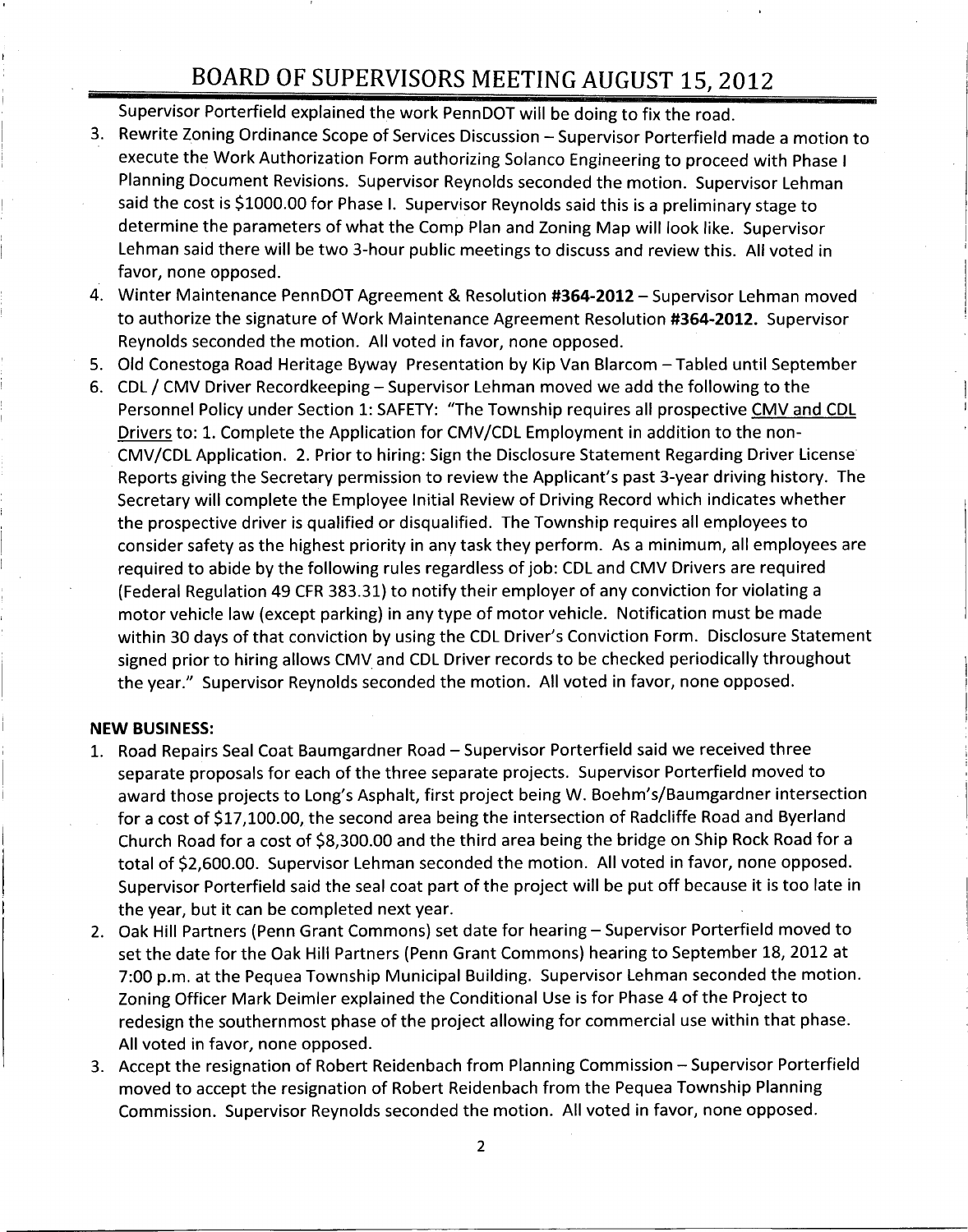Supervisor Porterfield explained the work PennDOT will be doing to fix the road.

3. Rewrite Zoning Ordinance Scope of Services Discussion – Supervisor Porterfield made a motion to execute the Work Authorization Form authorizing Solanco Engineering to proceed with Phase I Planning Document Revisions. Supervisor Reynolds seconded the motion. Supervisor Lehman said the cost is $1000.00 for Phase I. Supervisor Reynolds said this is a preliminary stage to determine the parameters of what the Comp Plan and Zoning Map will look like. Supervisor Lehman said there will be two 3-hour public meetings to discuss and review this. All voted in favor, none opposed.
4. Winter Maintenance PennDOT Agreement & Resolution **#364-2012** – Supervisor Lehman moved to authorize the signature of Work Maintenance Agreement Resolution **#364-2012.** Supervisor Reynolds seconded the motion. All voted in favor, none opposed.
5. Old Conestoga Road Heritage Byway Presentation by Kip Van Blarcom – Tabled until September
6. CDL / CMV Driver Recordkeeping – Supervisor Lehman moved we add the following to the Personnel Policy under Section 1: SAFETY: "The Township requires all prospective <u>CMV and CDL Drivers</u> to: 1. Complete the Application for CMV/CDL Employment in addition to the non-CMV/CDL Application. 2. Prior to hiring: Sign the Disclosure Statement Regarding Driver License Reports giving the Secretary permission to review the Applicant's past 3-year driving history. The Secretary will complete the Employee Initial Review of Driving Record which indicates whether the prospective driver is qualified or disqualified. The Township requires all employees to consider safety as the highest priority in any task they perform. As a minimum, all employees are required to abide by the following rules regardless of job: CDL and CMV Drivers are required (Federal Regulation 49 CFR 383.31) to notify their employer of any conviction for violating a motor vehicle law (except parking) in any type of motor vehicle. Notification must be made within 30 days of that conviction by using the CDL Driver's Conviction Form. Disclosure Statement signed prior to hiring allows CMV and CDL Driver records to be checked periodically throughout the year." Supervisor Reynolds seconded the motion. All voted in favor, none opposed.

**NEW BUSINESS:**

1. Road Repairs Seal Coat Baumgardner Road – Supervisor Porterfield said we received three separate proposals for each of the three separate projects. Supervisor Porterfield moved to award those projects to Long's Asphalt, first project being W. Boehm's/Baumgardner intersection for a cost of $17,100.00, the second area being the intersection of Radcliffe Road and Byerland Church Road for a cost of $8,300.00 and the third area being the bridge on Ship Rock Road for a total of $2,600.00. Supervisor Lehman seconded the motion. All voted in favor, none opposed. Supervisor Porterfield said the seal coat part of the project will be put off because it is too late in the year, but it can be completed next year.
2. Oak Hill Partners (Penn Grant Commons) set date for hearing – Supervisor Porterfield moved to set the date for the Oak Hill Partners (Penn Grant Commons) hearing to September 18, 2012 at 7:00 p.m. at the Pequea Township Municipal Building. Supervisor Lehman seconded the motion. Zoning Officer Mark Deimler explained the Conditional Use is for Phase 4 of the Project to redesign the southernmost phase of the project allowing for commercial use within that phase. All voted in favor, none opposed.
3. Accept the resignation of Robert Reidenbach from Planning Commission – Supervisor Porterfield moved to accept the resignation of Robert Reidenbach from the Pequea Township Planning Commission. Supervisor Reynolds seconded the motion. All voted in favor, none opposed.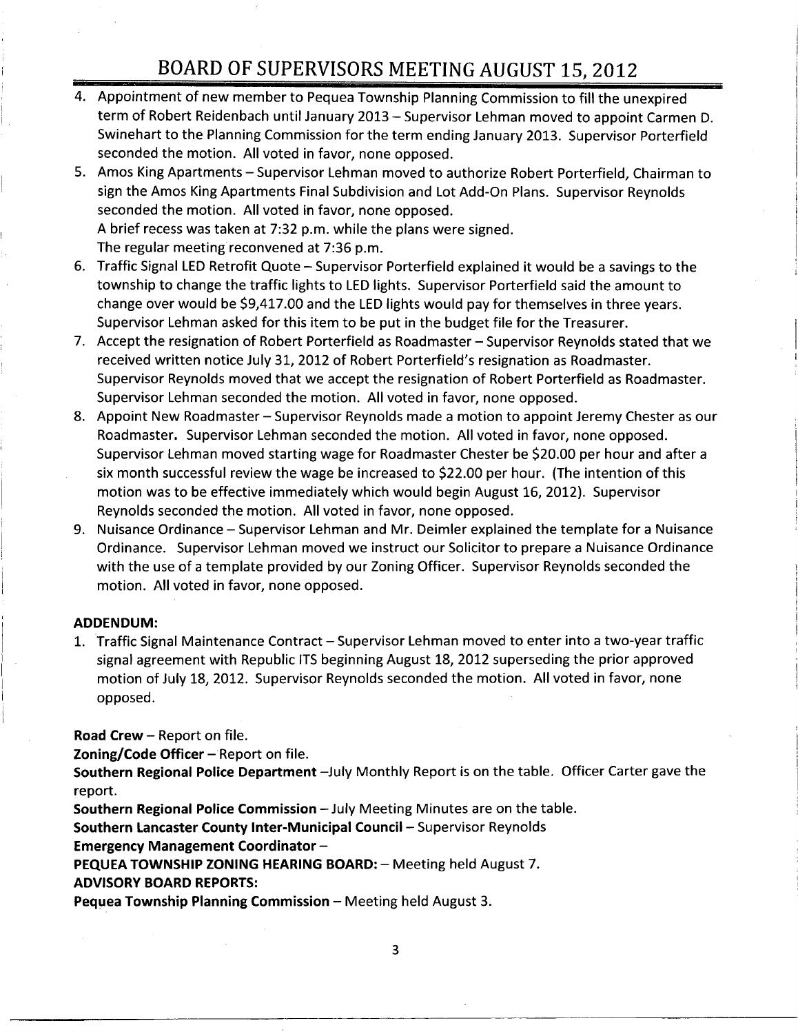4. Appointment of new member to Pequea Township Planning Commission to fill the unexpired term of Robert Reidenbach until January 2013 – Supervisor Lehman moved to appoint Carmen D. Swinehart to the Planning Commission for the term ending January 2013. Supervisor Porterfield seconded the motion. All voted in favor, none opposed.
5. Amos King Apartments – Supervisor Lehman moved to authorize Robert Porterfield, Chairman to sign the Amos King Apartments Final Subdivision and Lot Add-On Plans. Supervisor Reynolds seconded the motion. All voted in favor, none opposed.
   A brief recess was taken at 7:32 p.m. while the plans were signed.
   The regular meeting reconvened at 7:36 p.m.
6. Traffic Signal LED Retrofit Quote – Supervisor Porterfield explained it would be a savings to the township to change the traffic lights to LED lights. Supervisor Porterfield said the amount to change over would be $9,417.00 and the LED lights would pay for themselves in three years. Supervisor Lehman asked for this item to be put in the budget file for the Treasurer.
7. Accept the resignation of Robert Porterfield as Roadmaster – Supervisor Reynolds stated that we received written notice July 31, 2012 of Robert Porterfield's resignation as Roadmaster. Supervisor Reynolds moved that we accept the resignation of Robert Porterfield as Roadmaster. Supervisor Lehman seconded the motion. All voted in favor, none opposed.
8. Appoint New Roadmaster – Supervisor Reynolds made a motion to appoint Jeremy Chester as our Roadmaster. Supervisor Lehman seconded the motion. All voted in favor, none opposed. Supervisor Lehman moved starting wage for Roadmaster Chester be $20.00 per hour and after a six month successful review the wage be increased to $22.00 per hour. (The intention of this motion was to be effective immediately which would begin August 16, 2012). Supervisor Reynolds seconded the motion. All voted in favor, none opposed.
9. Nuisance Ordinance – Supervisor Lehman and Mr. Deimler explained the template for a Nuisance Ordinance. Supervisor Lehman moved we instruct our Solicitor to prepare a Nuisance Ordinance with the use of a template provided by our Zoning Officer. Supervisor Reynolds seconded the motion. All voted in favor, none opposed.

**ADDENDUM:**

1. Traffic Signal Maintenance Contract – Supervisor Lehman moved to enter into a two-year traffic signal agreement with Republic ITS beginning August 18, 2012 superseding the prior approved motion of July 18, 2012. Supervisor Reynolds seconded the motion. All voted in favor, none opposed.

**Road Crew** – Report on file.
**Zoning/Code Officer** – Report on file.
**Southern Regional Police Department** –July Monthly Report is on the table. Officer Carter gave the report.
**Southern Regional Police Commission** – July Meeting Minutes are on the table.
**Southern Lancaster County Inter-Municipal Council** – Supervisor Reynolds
**Emergency Management Coordinator** –
**PEQUEA TOWNSHIP ZONING HEARING BOARD:** – Meeting held August 7.
**ADVISORY BOARD REPORTS:**
**Pequea Township Planning Commission** – Meeting held August 3.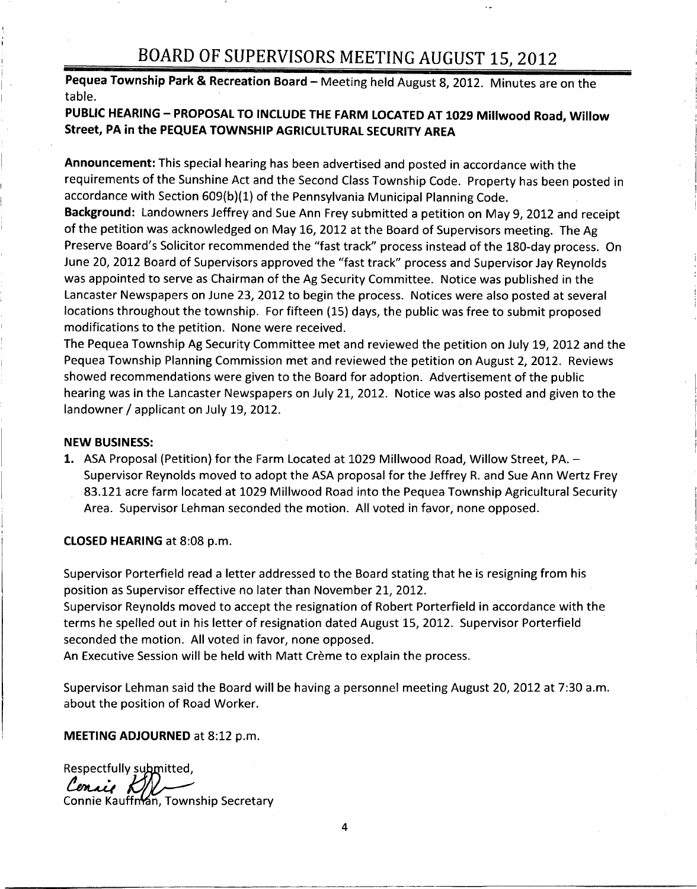# BOARD OF SUPERVISORS MEETING AUGUST 15, 2012

**Pequea Township Park & Recreation Board** – Meeting held August 8, 2012. Minutes are on the table.

**PUBLIC HEARING – PROPOSAL TO INCLUDE THE FARM LOCATED AT 1029 Millwood Road, Willow Street, PA in the PEQUEA TOWNSHIP AGRICULTURAL SECURITY AREA**

**Announcement:** This special hearing has been advertised and posted in accordance with the requirements of the Sunshine Act and the Second Class Township Code. Property has been posted in accordance with Section 609(b)(1) of the Pennsylvania Municipal Planning Code.

**Background:** Landowners Jeffrey and Sue Ann Frey submitted a petition on May 9, 2012 and receipt of the petition was acknowledged on May 16, 2012 at the Board of Supervisors meeting. The Ag Preserve Board's Solicitor recommended the "fast track" process instead of the 180-day process. On June 20, 2012 Board of Supervisors approved the "fast track" process and Supervisor Jay Reynolds was appointed to serve as Chairman of the Ag Security Committee. Notice was published in the Lancaster Newspapers on June 23, 2012 to begin the process. Notices were also posted at several locations throughout the township. For fifteen (15) days, the public was free to submit proposed modifications to the petition. None were received.

The Pequea Township Ag Security Committee met and reviewed the petition on July 19, 2012 and the Pequea Township Planning Commission met and reviewed the petition on August 2, 2012. Reviews showed recommendations were given to the Board for adoption. Advertisement of the public hearing was in the Lancaster Newspapers on July 21, 2012. Notice was also posted and given to the landowner / applicant on July 19, 2012.

**NEW BUSINESS:**

1. ASA Proposal (Petition) for the Farm Located at 1029 Millwood Road, Willow Street, PA. – Supervisor Reynolds moved to adopt the ASA proposal for the Jeffrey R. and Sue Ann Wertz Frey 83.121 acre farm located at 1029 Millwood Road into the Pequea Township Agricultural Security Area. Supervisor Lehman seconded the motion. All voted in favor, none opposed.

**CLOSED HEARING** at 8:08 p.m.

Supervisor Porterfield read a letter addressed to the Board stating that he is resigning from his position as Supervisor effective no later than November 21, 2012.

Supervisor Reynolds moved to accept the resignation of Robert Porterfield in accordance with the terms he spelled out in his letter of resignation dated August 15, 2012. Supervisor Porterfield seconded the motion. All voted in favor, none opposed.

An Executive Session will be held with Matt Crème to explain the process.

Supervisor Lehman said the Board will be having a personnel meeting August 20, 2012 at 7:30 a.m. about the position of Road Worker.

**MEETING ADJOURNED** at 8:12 p.m.

Respectfully submitted,

Connie Kauffman, Township Secretary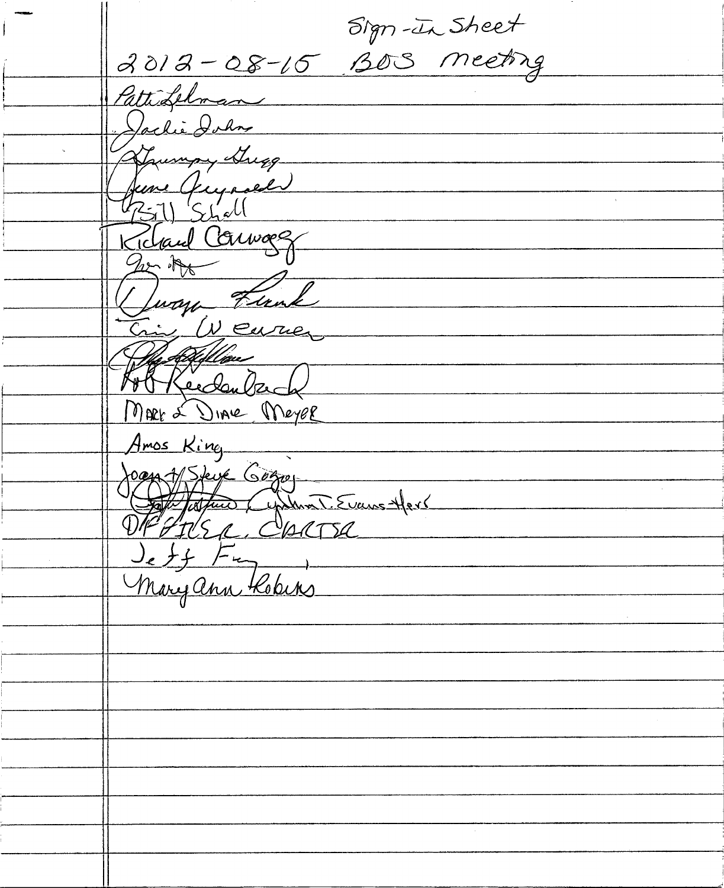Sign-In Sheet

2012-08-15 BOS meeting

Patti Lehman

Jackie Johns

Grumpy Gregg

June Reynolds

Bill Schall

Richard Carwogg

Jan Ne

Duane Frank

Trin Weaver

Roy Ashlow

Rob Keedenbeck

Mark & Diane Meyer

Amos King

Joan & Steve Gazy

Cynthia T. Evans-Herr

OFFICER CARTER

Jeff Fry

Mary Ann Robins